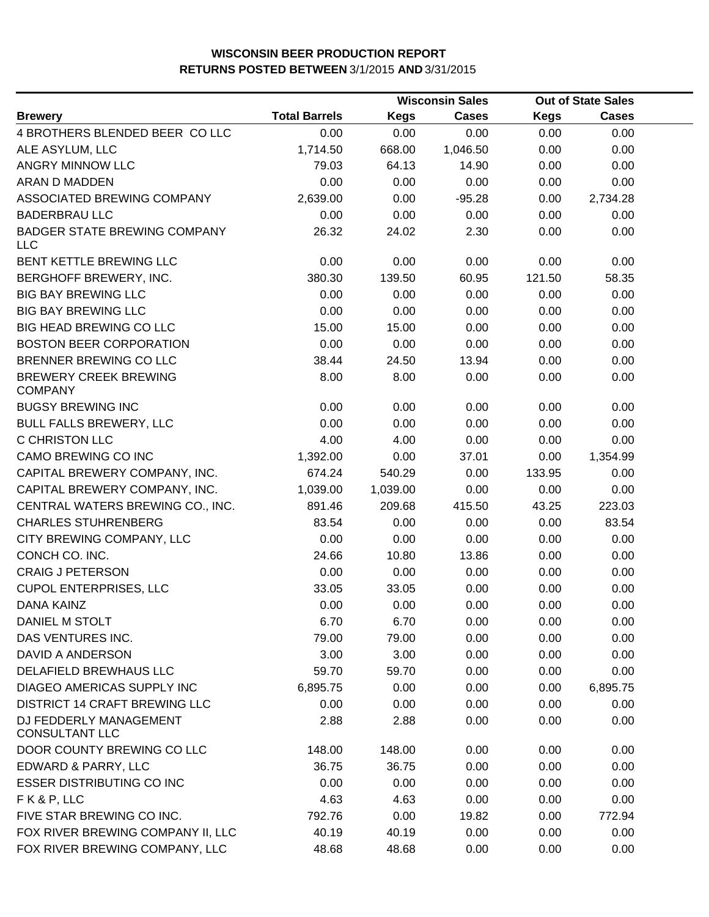**WISCONSIN BEER PRODUCTION REPORT**
**RETURNS POSTED BETWEEN** 3/1/2015 **AND** 3/31/2015

| Brewery | Total Barrels | Wisconsin Sales | | Out of State Sales | |
|---|---|---|---|---|---|
| | | Kegs | Cases | Kegs | Cases |
| 4 BROTHERS BLENDED BEER CO LLC | 0.00 | 0.00 | 0.00 | 0.00 | 0.00 |
| ALE ASYLUM, LLC | 1,714.50 | 668.00 | 1,046.50 | 0.00 | 0.00 |
| ANGRY MINNOW LLC | 79.03 | 64.13 | 14.90 | 0.00 | 0.00 |
| ARAN D MADDEN | 0.00 | 0.00 | 0.00 | 0.00 | 0.00 |
| ASSOCIATED BREWING COMPANY | 2,639.00 | 0.00 | -95.28 | 0.00 | 2,734.28 |
| BADERBRAU LLC | 0.00 | 0.00 | 0.00 | 0.00 | 0.00 |
| BADGER STATE BREWING COMPANY LLC | 26.32 | 24.02 | 2.30 | 0.00 | 0.00 |
| BENT KETTLE BREWING LLC | 0.00 | 0.00 | 0.00 | 0.00 | 0.00 |
| BERGHOFF BREWERY, INC. | 380.30 | 139.50 | 60.95 | 121.50 | 58.35 |
| BIG BAY BREWING LLC | 0.00 | 0.00 | 0.00 | 0.00 | 0.00 |
| BIG BAY BREWING LLC | 0.00 | 0.00 | 0.00 | 0.00 | 0.00 |
| BIG HEAD BREWING CO LLC | 15.00 | 15.00 | 0.00 | 0.00 | 0.00 |
| BOSTON BEER CORPORATION | 0.00 | 0.00 | 0.00 | 0.00 | 0.00 |
| BRENNER BREWING CO LLC | 38.44 | 24.50 | 13.94 | 0.00 | 0.00 |
| BREWERY CREEK BREWING COMPANY | 8.00 | 8.00 | 0.00 | 0.00 | 0.00 |
| BUGSY BREWING INC | 0.00 | 0.00 | 0.00 | 0.00 | 0.00 |
| BULL FALLS BREWERY, LLC | 0.00 | 0.00 | 0.00 | 0.00 | 0.00 |
| C CHRISTON LLC | 4.00 | 4.00 | 0.00 | 0.00 | 0.00 |
| CAMO BREWING CO INC | 1,392.00 | 0.00 | 37.01 | 0.00 | 1,354.99 |
| CAPITAL BREWERY COMPANY, INC. | 674.24 | 540.29 | 0.00 | 133.95 | 0.00 |
| CAPITAL BREWERY COMPANY, INC. | 1,039.00 | 1,039.00 | 0.00 | 0.00 | 0.00 |
| CENTRAL WATERS BREWING CO., INC. | 891.46 | 209.68 | 415.50 | 43.25 | 223.03 |
| CHARLES STUHRENBERG | 83.54 | 0.00 | 0.00 | 0.00 | 83.54 |
| CITY BREWING COMPANY, LLC | 0.00 | 0.00 | 0.00 | 0.00 | 0.00 |
| CONCH CO. INC. | 24.66 | 10.80 | 13.86 | 0.00 | 0.00 |
| CRAIG J PETERSON | 0.00 | 0.00 | 0.00 | 0.00 | 0.00 |
| CUPOL ENTERPRISES, LLC | 33.05 | 33.05 | 0.00 | 0.00 | 0.00 |
| DANA KAINZ | 0.00 | 0.00 | 0.00 | 0.00 | 0.00 |
| DANIEL M STOLT | 6.70 | 6.70 | 0.00 | 0.00 | 0.00 |
| DAS VENTURES INC. | 79.00 | 79.00 | 0.00 | 0.00 | 0.00 |
| DAVID A ANDERSON | 3.00 | 3.00 | 0.00 | 0.00 | 0.00 |
| DELAFIELD BREWHAUS LLC | 59.70 | 59.70 | 0.00 | 0.00 | 0.00 |
| DIAGEO AMERICAS SUPPLY INC | 6,895.75 | 0.00 | 0.00 | 0.00 | 6,895.75 |
| DISTRICT 14 CRAFT BREWING LLC | 0.00 | 0.00 | 0.00 | 0.00 | 0.00 |
| DJ FEDDERLY MANAGEMENT CONSULTANT LLC | 2.88 | 2.88 | 0.00 | 0.00 | 0.00 |
| DOOR COUNTY BREWING CO LLC | 148.00 | 148.00 | 0.00 | 0.00 | 0.00 |
| EDWARD & PARRY, LLC | 36.75 | 36.75 | 0.00 | 0.00 | 0.00 |
| ESSER DISTRIBUTING CO INC | 0.00 | 0.00 | 0.00 | 0.00 | 0.00 |
| F K & P, LLC | 4.63 | 4.63 | 0.00 | 0.00 | 0.00 |
| FIVE STAR BREWING CO INC. | 792.76 | 0.00 | 19.82 | 0.00 | 772.94 |
| FOX RIVER BREWING COMPANY II, LLC | 40.19 | 40.19 | 0.00 | 0.00 | 0.00 |
| FOX RIVER BREWING COMPANY, LLC | 48.68 | 48.68 | 0.00 | 0.00 | 0.00 |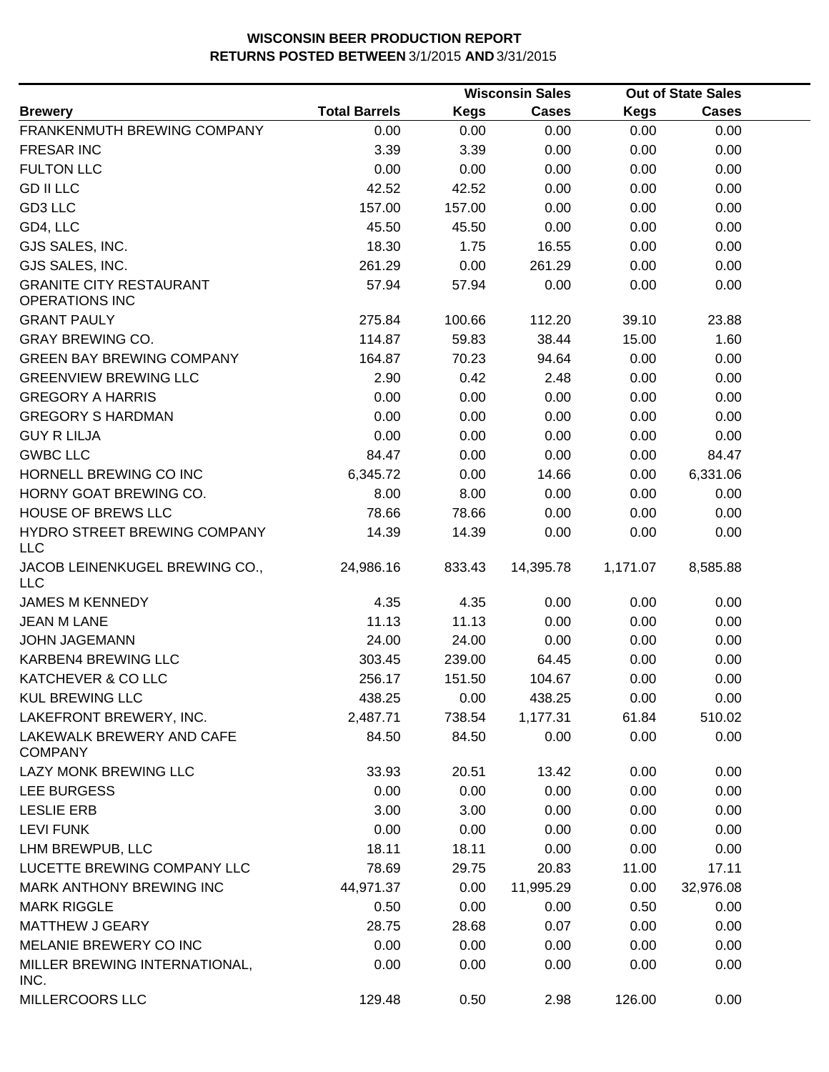**WISCONSIN BEER PRODUCTION REPORT**
**RETURNS POSTED BETWEEN 3/1/2015 AND 3/31/2015**

| Brewery | Total Barrels | Wisconsin Sales Kegs | Wisconsin Sales Cases | Out of State Sales Kegs | Out of State Sales Cases |
|---|---|---|---|---|---|
| FRANKENMUTH BREWING COMPANY | 0.00 | 0.00 | 0.00 | 0.00 | 0.00 |
| FRESAR INC | 3.39 | 3.39 | 0.00 | 0.00 | 0.00 |
| FULTON LLC | 0.00 | 0.00 | 0.00 | 0.00 | 0.00 |
| GD II LLC | 42.52 | 42.52 | 0.00 | 0.00 | 0.00 |
| GD3 LLC | 157.00 | 157.00 | 0.00 | 0.00 | 0.00 |
| GD4, LLC | 45.50 | 45.50 | 0.00 | 0.00 | 0.00 |
| GJS SALES, INC. | 18.30 | 1.75 | 16.55 | 0.00 | 0.00 |
| GJS SALES, INC. | 261.29 | 0.00 | 261.29 | 0.00 | 0.00 |
| GRANITE CITY RESTAURANT OPERATIONS INC | 57.94 | 57.94 | 0.00 | 0.00 | 0.00 |
| GRANT PAULY | 275.84 | 100.66 | 112.20 | 39.10 | 23.88 |
| GRAY BREWING CO. | 114.87 | 59.83 | 38.44 | 15.00 | 1.60 |
| GREEN BAY BREWING COMPANY | 164.87 | 70.23 | 94.64 | 0.00 | 0.00 |
| GREENVIEW BREWING LLC | 2.90 | 0.42 | 2.48 | 0.00 | 0.00 |
| GREGORY A HARRIS | 0.00 | 0.00 | 0.00 | 0.00 | 0.00 |
| GREGORY S HARDMAN | 0.00 | 0.00 | 0.00 | 0.00 | 0.00 |
| GUY R LILJA | 0.00 | 0.00 | 0.00 | 0.00 | 0.00 |
| GWBC LLC | 84.47 | 0.00 | 0.00 | 0.00 | 84.47 |
| HORNELL BREWING CO INC | 6,345.72 | 0.00 | 14.66 | 0.00 | 6,331.06 |
| HORNY GOAT BREWING CO. | 8.00 | 8.00 | 0.00 | 0.00 | 0.00 |
| HOUSE OF BREWS LLC | 78.66 | 78.66 | 0.00 | 0.00 | 0.00 |
| HYDRO STREET BREWING COMPANY LLC | 14.39 | 14.39 | 0.00 | 0.00 | 0.00 |
| JACOB LEINENKUGEL BREWING CO., LLC | 24,986.16 | 833.43 | 14,395.78 | 1,171.07 | 8,585.88 |
| JAMES M KENNEDY | 4.35 | 4.35 | 0.00 | 0.00 | 0.00 |
| JEAN M LANE | 11.13 | 11.13 | 0.00 | 0.00 | 0.00 |
| JOHN JAGEMANN | 24.00 | 24.00 | 0.00 | 0.00 | 0.00 |
| KARBEN4 BREWING LLC | 303.45 | 239.00 | 64.45 | 0.00 | 0.00 |
| KATCHEVER & CO LLC | 256.17 | 151.50 | 104.67 | 0.00 | 0.00 |
| KUL BREWING LLC | 438.25 | 0.00 | 438.25 | 0.00 | 0.00 |
| LAKEFRONT BREWERY, INC. | 2,487.71 | 738.54 | 1,177.31 | 61.84 | 510.02 |
| LAKEWALK BREWERY AND CAFE COMPANY | 84.50 | 84.50 | 0.00 | 0.00 | 0.00 |
| LAZY MONK BREWING LLC | 33.93 | 20.51 | 13.42 | 0.00 | 0.00 |
| LEE BURGESS | 0.00 | 0.00 | 0.00 | 0.00 | 0.00 |
| LESLIE ERB | 3.00 | 3.00 | 0.00 | 0.00 | 0.00 |
| LEVI FUNK | 0.00 | 0.00 | 0.00 | 0.00 | 0.00 |
| LHM BREWPUB, LLC | 18.11 | 18.11 | 0.00 | 0.00 | 0.00 |
| LUCETTE BREWING COMPANY LLC | 78.69 | 29.75 | 20.83 | 11.00 | 17.11 |
| MARK ANTHONY BREWING INC | 44,971.37 | 0.00 | 11,995.29 | 0.00 | 32,976.08 |
| MARK RIGGLE | 0.50 | 0.00 | 0.00 | 0.50 | 0.00 |
| MATTHEW J GEARY | 28.75 | 28.68 | 0.07 | 0.00 | 0.00 |
| MELANIE BREWERY CO INC | 0.00 | 0.00 | 0.00 | 0.00 | 0.00 |
| MILLER BREWING INTERNATIONAL, INC. | 0.00 | 0.00 | 0.00 | 0.00 | 0.00 |
| MILLERCOORS LLC | 129.48 | 0.50 | 2.98 | 126.00 | 0.00 |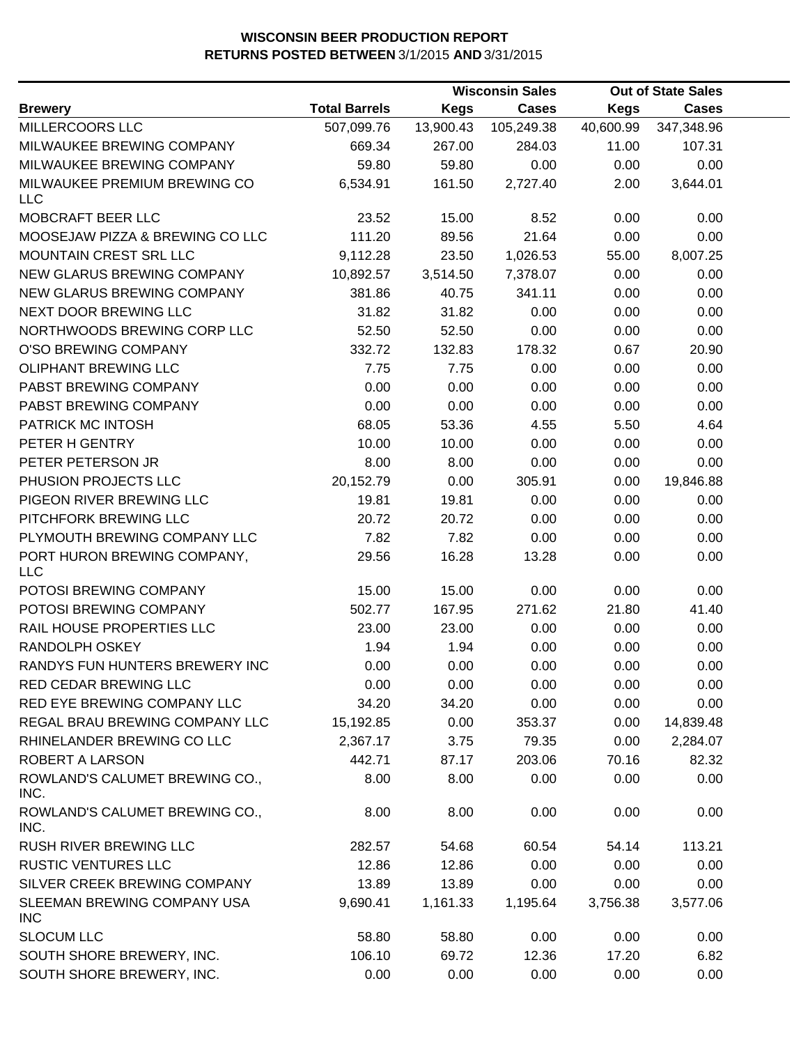**WISCONSIN BEER PRODUCTION REPORT**
**RETURNS POSTED BETWEEN** 3/1/2015 **AND** 3/31/2015

| Brewery | Total Barrels | Wisconsin Sales Kegs | Wisconsin Sales Cases | Out of State Sales Kegs | Out of State Sales Cases |
|---|---|---|---|---|---|
| MILLERCOORS LLC | 507,099.76 | 13,900.43 | 105,249.38 | 40,600.99 | 347,348.96 |
| MILWAUKEE BREWING COMPANY | 669.34 | 267.00 | 284.03 | 11.00 | 107.31 |
| MILWAUKEE BREWING COMPANY | 59.80 | 59.80 | 0.00 | 0.00 | 0.00 |
| MILWAUKEE PREMIUM BREWING CO LLC | 6,534.91 | 161.50 | 2,727.40 | 2.00 | 3,644.01 |
| MOBCRAFT BEER LLC | 23.52 | 15.00 | 8.52 | 0.00 | 0.00 |
| MOOSEJAW PIZZA & BREWING CO LLC | 111.20 | 89.56 | 21.64 | 0.00 | 0.00 |
| MOUNTAIN CREST SRL LLC | 9,112.28 | 23.50 | 1,026.53 | 55.00 | 8,007.25 |
| NEW GLARUS BREWING COMPANY | 10,892.57 | 3,514.50 | 7,378.07 | 0.00 | 0.00 |
| NEW GLARUS BREWING COMPANY | 381.86 | 40.75 | 341.11 | 0.00 | 0.00 |
| NEXT DOOR BREWING LLC | 31.82 | 31.82 | 0.00 | 0.00 | 0.00 |
| NORTHWOODS BREWING CORP LLC | 52.50 | 52.50 | 0.00 | 0.00 | 0.00 |
| O'SO BREWING COMPANY | 332.72 | 132.83 | 178.32 | 0.67 | 20.90 |
| OLIPHANT BREWING LLC | 7.75 | 7.75 | 0.00 | 0.00 | 0.00 |
| PABST BREWING COMPANY | 0.00 | 0.00 | 0.00 | 0.00 | 0.00 |
| PABST BREWING COMPANY | 0.00 | 0.00 | 0.00 | 0.00 | 0.00 |
| PATRICK MC INTOSH | 68.05 | 53.36 | 4.55 | 5.50 | 4.64 |
| PETER H GENTRY | 10.00 | 10.00 | 0.00 | 0.00 | 0.00 |
| PETER PETERSON JR | 8.00 | 8.00 | 0.00 | 0.00 | 0.00 |
| PHUSION PROJECTS LLC | 20,152.79 | 0.00 | 305.91 | 0.00 | 19,846.88 |
| PIGEON RIVER BREWING LLC | 19.81 | 19.81 | 0.00 | 0.00 | 0.00 |
| PITCHFORK BREWING LLC | 20.72 | 20.72 | 0.00 | 0.00 | 0.00 |
| PLYMOUTH BREWING COMPANY LLC | 7.82 | 7.82 | 0.00 | 0.00 | 0.00 |
| PORT HURON BREWING COMPANY, LLC | 29.56 | 16.28 | 13.28 | 0.00 | 0.00 |
| POTOSI BREWING COMPANY | 15.00 | 15.00 | 0.00 | 0.00 | 0.00 |
| POTOSI BREWING COMPANY | 502.77 | 167.95 | 271.62 | 21.80 | 41.40 |
| RAIL HOUSE PROPERTIES LLC | 23.00 | 23.00 | 0.00 | 0.00 | 0.00 |
| RANDOLPH OSKEY | 1.94 | 1.94 | 0.00 | 0.00 | 0.00 |
| RANDYS FUN HUNTERS BREWERY INC | 0.00 | 0.00 | 0.00 | 0.00 | 0.00 |
| RED CEDAR BREWING LLC | 0.00 | 0.00 | 0.00 | 0.00 | 0.00 |
| RED EYE BREWING COMPANY LLC | 34.20 | 34.20 | 0.00 | 0.00 | 0.00 |
| REGAL BRAU BREWING COMPANY LLC | 15,192.85 | 0.00 | 353.37 | 0.00 | 14,839.48 |
| RHINELANDER BREWING CO LLC | 2,367.17 | 3.75 | 79.35 | 0.00 | 2,284.07 |
| ROBERT A LARSON | 442.71 | 87.17 | 203.06 | 70.16 | 82.32 |
| ROWLAND'S CALUMET BREWING CO., INC. | 8.00 | 8.00 | 0.00 | 0.00 | 0.00 |
| ROWLAND'S CALUMET BREWING CO., INC. | 8.00 | 8.00 | 0.00 | 0.00 | 0.00 |
| RUSH RIVER BREWING LLC | 282.57 | 54.68 | 60.54 | 54.14 | 113.21 |
| RUSTIC VENTURES LLC | 12.86 | 12.86 | 0.00 | 0.00 | 0.00 |
| SILVER CREEK BREWING COMPANY | 13.89 | 13.89 | 0.00 | 0.00 | 0.00 |
| SLEEMAN BREWING COMPANY USA INC | 9,690.41 | 1,161.33 | 1,195.64 | 3,756.38 | 3,577.06 |
| SLOCUM LLC | 58.80 | 58.80 | 0.00 | 0.00 | 0.00 |
| SOUTH SHORE BREWERY, INC. | 106.10 | 69.72 | 12.36 | 17.20 | 6.82 |
| SOUTH SHORE BREWERY, INC. | 0.00 | 0.00 | 0.00 | 0.00 | 0.00 |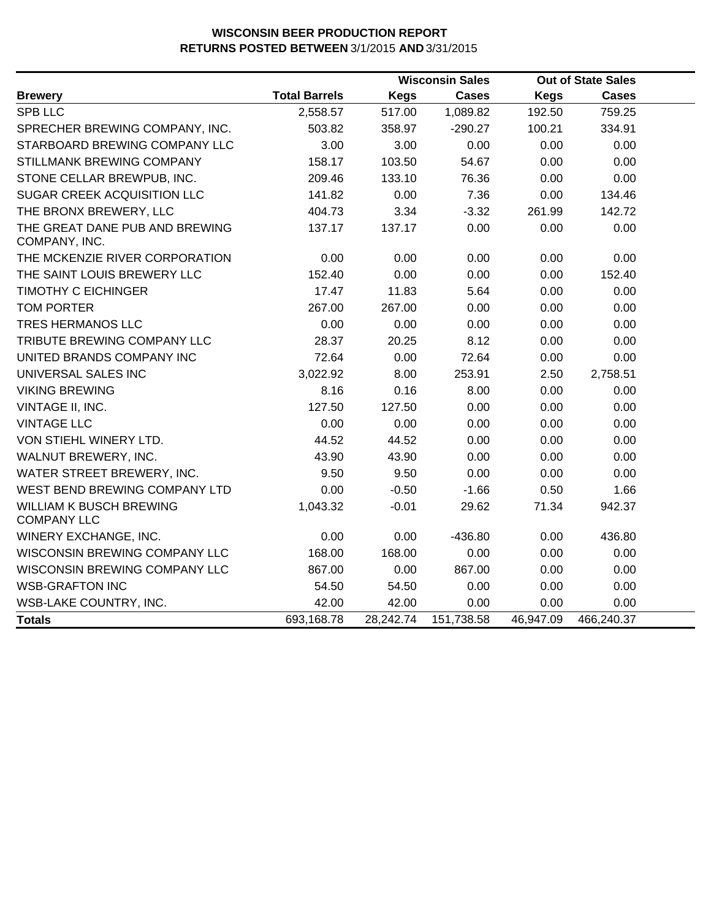**WISCONSIN BEER PRODUCTION REPORT**
**RETURNS POSTED BETWEEN** 3/1/2015 **AND** 3/31/2015

| | | Wisconsin Sales | | Out of State Sales | |
|---|---|---|---|---|---|
| **Brewery** | **Total Barrels** | **Kegs** | **Cases** | **Kegs** | **Cases** |
| SPB LLC | 2,558.57 | 517.00 | 1,089.82 | 192.50 | 759.25 |
| SPRECHER BREWING COMPANY, INC. | 503.82 | 358.97 | -290.27 | 100.21 | 334.91 |
| STARBOARD BREWING COMPANY LLC | 3.00 | 3.00 | 0.00 | 0.00 | 0.00 |
| STILLMANK BREWING COMPANY | 158.17 | 103.50 | 54.67 | 0.00 | 0.00 |
| STONE CELLAR BREWPUB, INC. | 209.46 | 133.10 | 76.36 | 0.00 | 0.00 |
| SUGAR CREEK ACQUISITION LLC | 141.82 | 0.00 | 7.36 | 0.00 | 134.46 |
| THE BRONX BREWERY, LLC | 404.73 | 3.34 | -3.32 | 261.99 | 142.72 |
| THE GREAT DANE PUB AND BREWING COMPANY, INC. | 137.17 | 137.17 | 0.00 | 0.00 | 0.00 |
| THE MCKENZIE RIVER CORPORATION | 0.00 | 0.00 | 0.00 | 0.00 | 0.00 |
| THE SAINT LOUIS BREWERY LLC | 152.40 | 0.00 | 0.00 | 0.00 | 152.40 |
| TIMOTHY C EICHINGER | 17.47 | 11.83 | 5.64 | 0.00 | 0.00 |
| TOM PORTER | 267.00 | 267.00 | 0.00 | 0.00 | 0.00 |
| TRES HERMANOS LLC | 0.00 | 0.00 | 0.00 | 0.00 | 0.00 |
| TRIBUTE BREWING COMPANY LLC | 28.37 | 20.25 | 8.12 | 0.00 | 0.00 |
| UNITED BRANDS COMPANY INC | 72.64 | 0.00 | 72.64 | 0.00 | 0.00 |
| UNIVERSAL SALES INC | 3,022.92 | 8.00 | 253.91 | 2.50 | 2,758.51 |
| VIKING BREWING | 8.16 | 0.16 | 8.00 | 0.00 | 0.00 |
| VINTAGE II, INC. | 127.50 | 127.50 | 0.00 | 0.00 | 0.00 |
| VINTAGE LLC | 0.00 | 0.00 | 0.00 | 0.00 | 0.00 |
| VON STIEHL WINERY LTD. | 44.52 | 44.52 | 0.00 | 0.00 | 0.00 |
| WALNUT BREWERY, INC. | 43.90 | 43.90 | 0.00 | 0.00 | 0.00 |
| WATER STREET BREWERY, INC. | 9.50 | 9.50 | 0.00 | 0.00 | 0.00 |
| WEST BEND BREWING COMPANY LTD | 0.00 | -0.50 | -1.66 | 0.50 | 1.66 |
| WILLIAM K BUSCH BREWING COMPANY LLC | 1,043.32 | -0.01 | 29.62 | 71.34 | 942.37 |
| WINERY EXCHANGE, INC. | 0.00 | 0.00 | -436.80 | 0.00 | 436.80 |
| WISCONSIN BREWING COMPANY LLC | 168.00 | 168.00 | 0.00 | 0.00 | 0.00 |
| WISCONSIN BREWING COMPANY LLC | 867.00 | 0.00 | 867.00 | 0.00 | 0.00 |
| WSB-GRAFTON INC | 54.50 | 54.50 | 0.00 | 0.00 | 0.00 |
| WSB-LAKE COUNTRY, INC. | 42.00 | 42.00 | 0.00 | 0.00 | 0.00 |
| **Totals** | 693,168.78 | 28,242.74 | 151,738.58 | 46,947.09 | 466,240.37 |